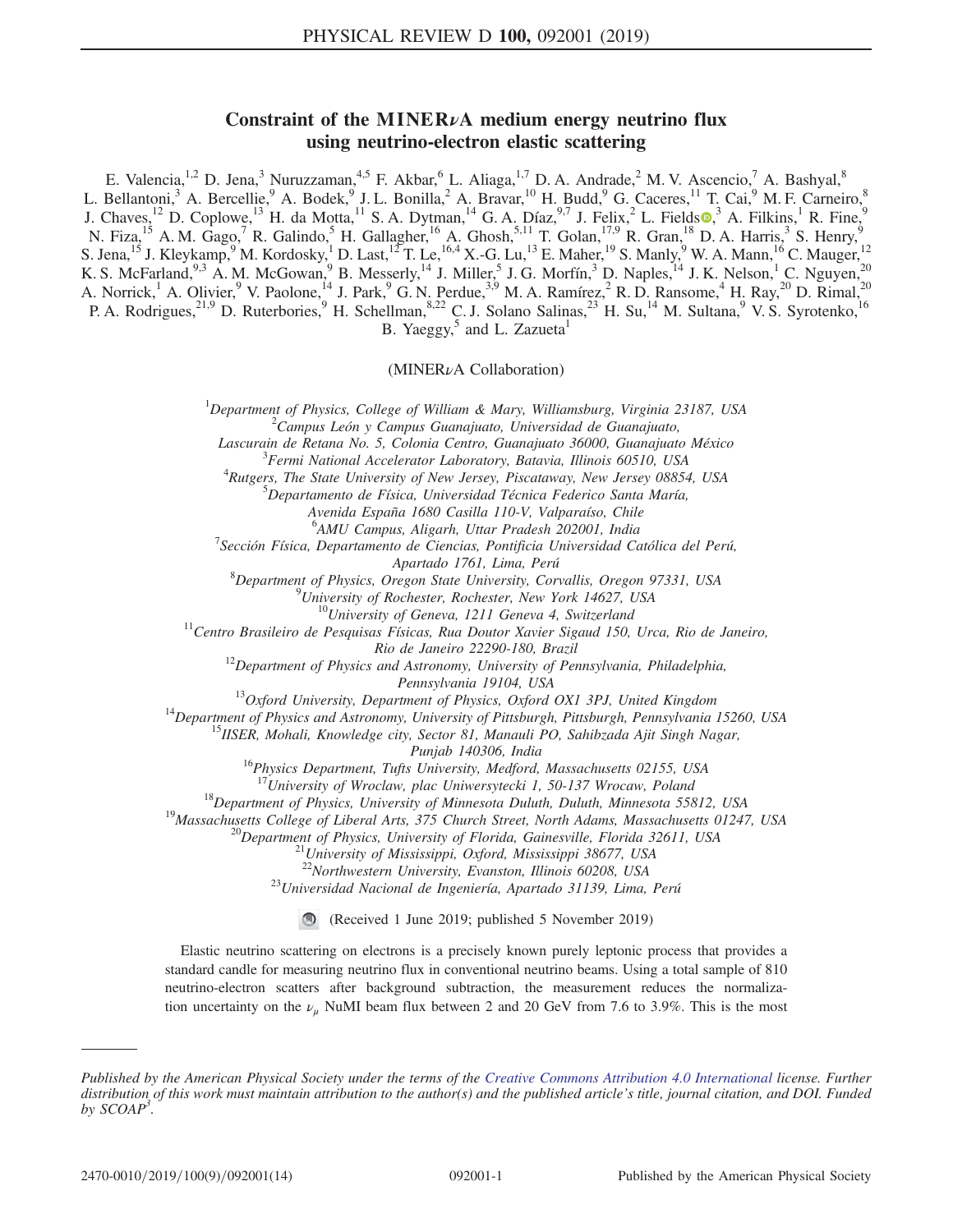# Constraint of the MINER$\nu$A medium energy neutrino flux using neutrino-electron elastic scattering

E. Valencia,[1,2] D. Jena,[3] Nuruzzaman,[4,5] F. Akbar,[6] L. Aliaga,[1,7] D. A. Andrade,[2] M. V. Ascencio,[7] A. Bashyal,[8] L. Bellantoni,[3] A. Bercellie,[9] A. Bodek,[9] J. L. Bonilla,[2] A. Bravar,[10] H. Budd,[9] G. Caceres,[11] T. Cai,[9] M. F. Carneiro,[8] J. Chaves,[12] D. Coplowe,[13] H. da Motta,[11] S. A. Dytman,[14] G. A. Díaz,[9,7] J. Felix,[2] L. Fields,[3] A. Filkins,[1] R. Fine,[9] N. Fiza,[15] A. M. Gago,[7] R. Galindo,[5] H. Gallagher,[16] A. Ghosh,[5,11] T. Golan,[17,9] R. Gran,[18] D. A. Harris,[3] S. Henry,[9] S. Jena,[15] J. Kleykamp,[9] M. Kordosky,[1] D. Last,[12] T. Le,[16,4] X.-G. Lu,[13] E. Maher,[19] S. Manly,[9] W. A. Mann,[16] C. Mauger,[12] K. S. McFarland,[9,3] A. M. McGowan,[9] B. Messerly,[14] J. Miller,[5] J. G. Morfín,[3] D. Naples,[14] J. K. Nelson,[1] C. Nguyen,[20] A. Norrick,[1] A. Olivier,[9] V. Paolone,[14] J. Park,[9] G. N. Perdue,[3,9] M. A. Ramírez,[2] R. D. Ransome,[4] H. Ray,[20] D. Rimal,[20] P. A. Rodrigues,[21,9] D. Ruterbories,[9] H. Schellman,[8,22] C. J. Solano Salinas,[23] H. Su,[14] M. Sultana,[9] V. S. Syrotenko,[16] B. Yaeggy,[5] and L. Zazueta[1]

(MINER$\nu$A Collaboration)

[1]*Department of Physics, College of William & Mary, Williamsburg, Virginia 23187, USA*
[2]*Campus León y Campus Guanajuato, Universidad de Guanajuato, Lascurain de Retana No. 5, Colonia Centro, Guanajuato 36000, Guanajuato México*
[3]*Fermi National Accelerator Laboratory, Batavia, Illinois 60510, USA*
[4]*Rutgers, The State University of New Jersey, Piscataway, New Jersey 08854, USA*
[5]*Departamento de Física, Universidad Técnica Federico Santa María, Avenida España 1680 Casilla 110-V, Valparaíso, Chile*
[6]*AMU Campus, Aligarh, Uttar Pradesh 202001, India*
[7]*Sección Física, Departamento de Ciencias, Pontificia Universidad Católica del Perú, Apartado 1761, Lima, Perú*
[8]*Department of Physics, Oregon State University, Corvallis, Oregon 97331, USA*
[9]*University of Rochester, Rochester, New York 14627, USA*
[10]*University of Geneva, 1211 Geneva 4, Switzerland*
[11]*Centro Brasileiro de Pesquisas Físicas, Rua Doutor Xavier Sigaud 150, Urca, Rio de Janeiro, Rio de Janeiro 22290-180, Brazil*
[12]*Department of Physics and Astronomy, University of Pennsylvania, Philadelphia, Pennsylvania 19104, USA*
[13]*Oxford University, Department of Physics, Oxford OX1 3PJ, United Kingdom*
[14]*Department of Physics and Astronomy, University of Pittsburgh, Pittsburgh, Pennsylvania 15260, USA*
[15]*IISER, Mohali, Knowledge city, Sector 81, Manauli PO, Sahibzada Ajit Singh Nagar, Punjab 140306, India*
[16]*Physics Department, Tufts University, Medford, Massachusetts 02155, USA*
[17]*University of Wroclaw, plac Uniwersytecki 1, 50-137 Wrocaw, Poland*
[18]*Department of Physics, University of Minnesota Duluth, Duluth, Minnesota 55812, USA*
[19]*Massachusetts College of Liberal Arts, 375 Church Street, North Adams, Massachusetts 01247, USA*
[20]*Department of Physics, University of Florida, Gainesville, Florida 32611, USA*
[21]*University of Mississippi, Oxford, Mississippi 38677, USA*
[22]*Northwestern University, Evanston, Illinois 60208, USA*
[23]*Universidad Nacional de Ingeniería, Apartado 31139, Lima, Perú*

(Received 1 June 2019; published 5 November 2019)

Elastic neutrino scattering on electrons is a precisely known purely leptonic process that provides a standard candle for measuring neutrino flux in conventional neutrino beams. Using a total sample of 810 neutrino-electron scatters after background subtraction, the measurement reduces the normalization uncertainty on the $\nu_\mu$ NuMI beam flux between 2 and 20 GeV from 7.6 to 3.9%. This is the most

*Published by the American Physical Society under the terms of the Creative Commons Attribution 4.0 International license. Further distribution of this work must maintain attribution to the author(s) and the published article's title, journal citation, and DOI. Funded by SCOAP³.*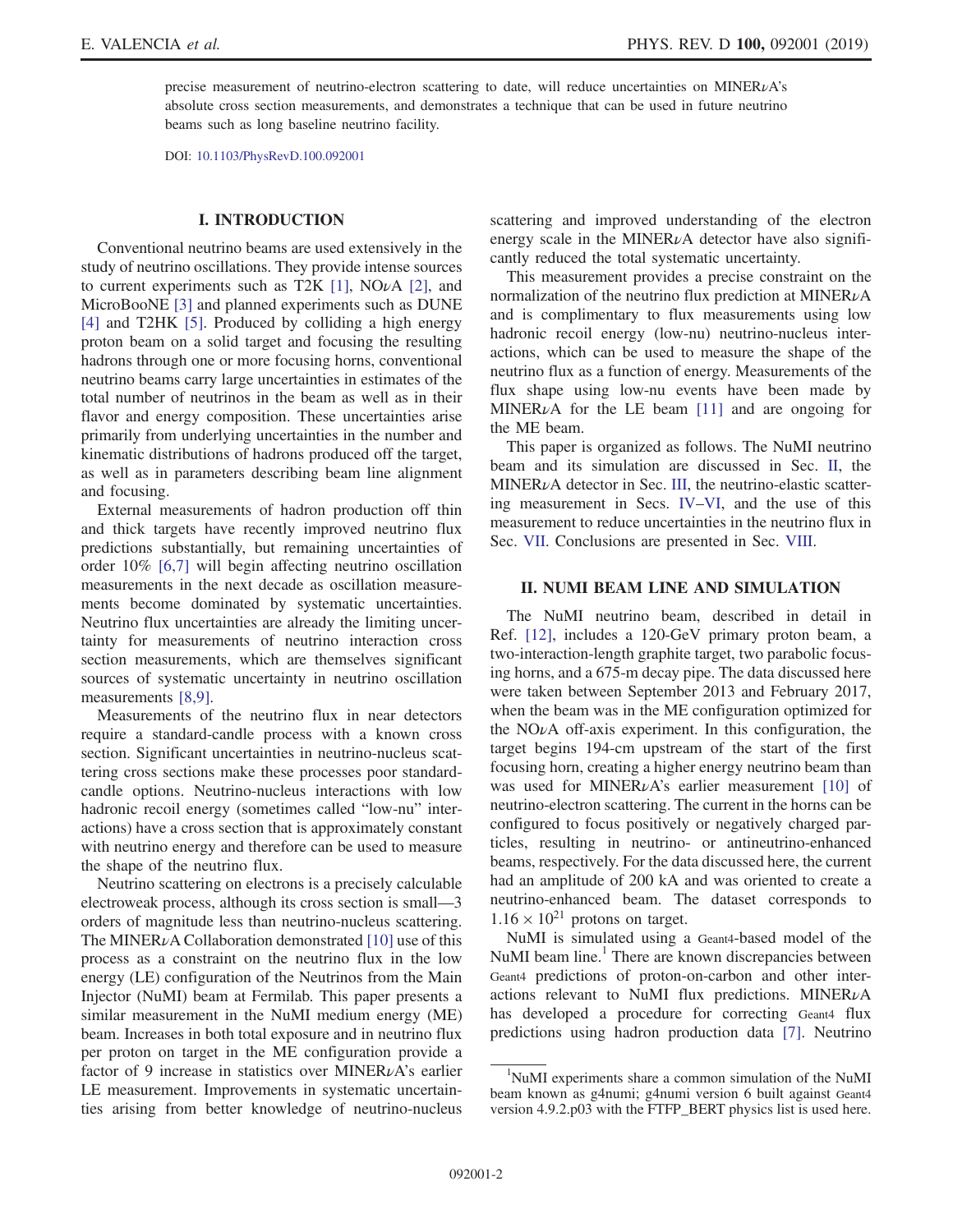precise measurement of neutrino-electron scattering to date, will reduce uncertainties on MINERνA's absolute cross section measurements, and demonstrates a technique that can be used in future neutrino beams such as long baseline neutrino facility.

DOI: 10.1103/PhysRevD.100.092001

## I. INTRODUCTION

Conventional neutrino beams are used extensively in the study of neutrino oscillations. They provide intense sources to current experiments such as T2K [1], NOνA [2], and MicroBooNE [3] and planned experiments such as DUNE [4] and T2HK [5]. Produced by colliding a high energy proton beam on a solid target and focusing the resulting hadrons through one or more focusing horns, conventional neutrino beams carry large uncertainties in estimates of the total number of neutrinos in the beam as well as in their flavor and energy composition. These uncertainties arise primarily from underlying uncertainties in the number and kinematic distributions of hadrons produced off the target, as well as in parameters describing beam line alignment and focusing.

External measurements of hadron production off thin and thick targets have recently improved neutrino flux predictions substantially, but remaining uncertainties of order 10% [6,7] will begin affecting neutrino oscillation measurements in the next decade as oscillation measurements become dominated by systematic uncertainties. Neutrino flux uncertainties are already the limiting uncertainty for measurements of neutrino interaction cross section measurements, which are themselves significant sources of systematic uncertainty in neutrino oscillation measurements [8,9].

Measurements of the neutrino flux in near detectors require a standard-candle process with a known cross section. Significant uncertainties in neutrino-nucleus scattering cross sections make these processes poor standard-candle options. Neutrino-nucleus interactions with low hadronic recoil energy (sometimes called "low-nu" interactions) have a cross section that is approximately constant with neutrino energy and therefore can be used to measure the shape of the neutrino flux.

Neutrino scattering on electrons is a precisely calculable electroweak process, although its cross section is small—3 orders of magnitude less than neutrino-nucleus scattering. The MINERνA Collaboration demonstrated [10] use of this process as a constraint on the neutrino flux in the low energy (LE) configuration of the Neutrinos from the Main Injector (NuMI) beam at Fermilab. This paper presents a similar measurement in the NuMI medium energy (ME) beam. Increases in both total exposure and in neutrino flux per proton on target in the ME configuration provide a factor of 9 increase in statistics over MINERνA's earlier LE measurement. Improvements in systematic uncertainties arising from better knowledge of neutrino-nucleus scattering and improved understanding of the electron energy scale in the MINERνA detector have also significantly reduced the total systematic uncertainty.

This measurement provides a precise constraint on the normalization of the neutrino flux prediction at MINERνA and is complimentary to flux measurements using low hadronic recoil energy (low-nu) neutrino-nucleus interactions, which can be used to measure the shape of the neutrino flux as a function of energy. Measurements of the flux shape using low-nu events have been made by MINERνA for the LE beam [11] and are ongoing for the ME beam.

This paper is organized as follows. The NuMI neutrino beam and its simulation are discussed in Sec. II, the MINERνA detector in Sec. III, the neutrino-elastic scattering measurement in Secs. IV–VI, and the use of this measurement to reduce uncertainties in the neutrino flux in Sec. VII. Conclusions are presented in Sec. VIII.

## II. NUMI BEAM LINE AND SIMULATION

The NuMI neutrino beam, described in detail in Ref. [12], includes a 120-GeV primary proton beam, a two-interaction-length graphite target, two parabolic focusing horns, and a 675-m decay pipe. The data discussed here were taken between September 2013 and February 2017, when the beam was in the ME configuration optimized for the NOνA off-axis experiment. In this configuration, the target begins 194-cm upstream of the start of the first focusing horn, creating a higher energy neutrino beam than was used for MINERνA's earlier measurement [10] of neutrino-electron scattering. The current in the horns can be configured to focus positively or negatively charged particles, resulting in neutrino- or antineutrino-enhanced beams, respectively. For the data discussed here, the current had an amplitude of 200 kA and was oriented to create a neutrino-enhanced beam. The dataset corresponds to $1.16 \times 10^{21}$ protons on target.

NuMI is simulated using a Geant4-based model of the NuMI beam line.[1] There are known discrepancies between Geant4 predictions of proton-on-carbon and other interactions relevant to NuMI flux predictions. MINERνA has developed a procedure for correcting Geant4 flux predictions using hadron production data [7]. Neutrino

[1] NuMI experiments share a common simulation of the NuMI beam known as g4numi; g4numi version 6 built against Geant4 version 4.9.2.p03 with the FTFP_BERT physics list is used here.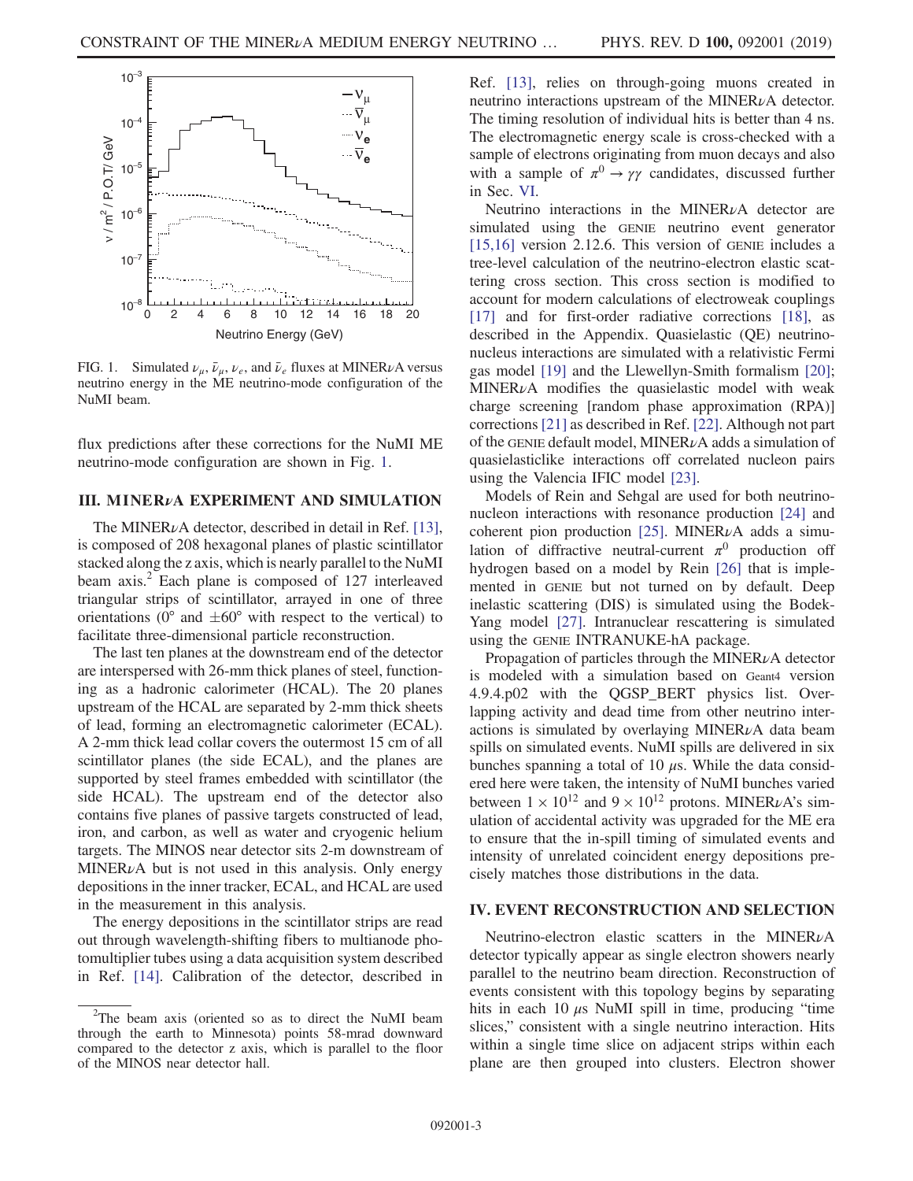$10^{-3}$
$10^{-4}$
$10^{-5}$
$10^{-6}$
$10^{-7}$
$10^{-8}$
0 2 4 6 8 10 12 14 16 18 20
Neutrino Energy (GeV)
$\nu$ / m$^2$ / P.O.T/ GeV
$\nu_\mu$
$\bar{\nu}_\mu$
$\nu_e$
$\bar{\nu}_e$

FIG. 1. Simulated $\nu_\mu$, $\bar{\nu}_\mu$, $\nu_e$, and $\bar{\nu}_e$ fluxes at MINER$\nu$A versus neutrino energy in the ME neutrino-mode configuration of the NuMI beam.

flux predictions after these corrections for the NuMI ME neutrino-mode configuration are shown in Fig. 1.

## III. MINER$\nu$A EXPERIMENT AND SIMULATION

The MINER$\nu$A detector, described in detail in Ref. [13], is composed of 208 hexagonal planes of plastic scintillator stacked along the z axis, which is nearly parallel to the NuMI beam axis.[2] Each plane is composed of 127 interleaved triangular strips of scintillator, arrayed in one of three orientations (0° and ±60° with respect to the vertical) to facilitate three-dimensional particle reconstruction.

The last ten planes at the downstream end of the detector are interspersed with 26-mm thick planes of steel, functioning as a hadronic calorimeter (HCAL). The 20 planes upstream of the HCAL are separated by 2-mm thick sheets of lead, forming an electromagnetic calorimeter (ECAL). A 2-mm thick lead collar covers the outermost 15 cm of all scintillator planes (the side ECAL), and the planes are supported by steel frames embedded with scintillator (the side HCAL). The upstream end of the detector also contains five planes of passive targets constructed of lead, iron, and carbon, as well as water and cryogenic helium targets. The MINOS near detector sits 2-m downstream of MINER$\nu$A but is not used in this analysis. Only energy depositions in the inner tracker, ECAL, and HCAL are used in the measurement in this analysis.

The energy depositions in the scintillator strips are read out through wavelength-shifting fibers to multianode photomultiplier tubes using a data acquisition system described in Ref. [14]. Calibration of the detector, described in Ref. [13], relies on through-going muons created in neutrino interactions upstream of the MINER$\nu$A detector. The timing resolution of individual hits is better than 4 ns. The electromagnetic energy scale is cross-checked with a sample of electrons originating from muon decays and also with a sample of $\pi^0 \to \gamma\gamma$ candidates, discussed further in Sec. VI.

Neutrino interactions in the MINER$\nu$A detector are simulated using the GENIE neutrino event generator [15,16] version 2.12.6. This version of GENIE includes a tree-level calculation of the neutrino-electron elastic scattering cross section. This cross section is modified to account for modern calculations of electroweak couplings [17] and for first-order radiative corrections [18], as described in the Appendix. Quasielastic (QE) neutrino-nucleus interactions are simulated with a relativistic Fermi gas model [19] and the Llewellyn-Smith formalism [20]; MINER$\nu$A modifies the quasielastic model with weak charge screening [random phase approximation (RPA)] corrections [21] as described in Ref. [22]. Although not part of the GENIE default model, MINER$\nu$A adds a simulation of quasielasticlike interactions off correlated nucleon pairs using the Valencia IFIC model [23].

Models of Rein and Sehgal are used for both neutrino-nucleon interactions with resonance production [24] and coherent pion production [25]. MINER$\nu$A adds a simulation of diffractive neutral-current $\pi^0$ production off hydrogen based on a model by Rein [26] that is implemented in GENIE but not turned on by default. Deep inelastic scattering (DIS) is simulated using the Bodek-Yang model [27]. Intranuclear rescattering is simulated using the GENIE INTRANUKE-hA package.

Propagation of particles through the MINER$\nu$A detector is modeled with a simulation based on Geant4 version 4.9.4.p02 with the QGSP_BERT physics list. Overlapping activity and dead time from other neutrino interactions is simulated by overlaying MINER$\nu$A data beam spills on simulated events. NuMI spills are delivered in six bunches spanning a total of 10 $\mu$s. While the data considered here were taken, the intensity of NuMI bunches varied between $1 \times 10^{12}$ and $9 \times 10^{12}$ protons. MINER$\nu$A's simulation of accidental activity was upgraded for the ME era to ensure that the in-spill timing of simulated events and intensity of unrelated coincident energy depositions precisely matches those distributions in the data.

## IV. EVENT RECONSTRUCTION AND SELECTION

Neutrino-electron elastic scatters in the MINER$\nu$A detector typically appear as single electron showers nearly parallel to the neutrino beam direction. Reconstruction of events consistent with this topology begins by separating hits in each 10 $\mu$s NuMI spill in time, producing "time slices," consistent with a single neutrino interaction. Hits within a single time slice on adjacent strips within each plane are then grouped into clusters. Electron shower

[2] The beam axis (oriented so as to direct the NuMI beam through the earth to Minnesota) points 58-mrad downward compared to the detector z axis, which is parallel to the floor of the MINOS near detector hall.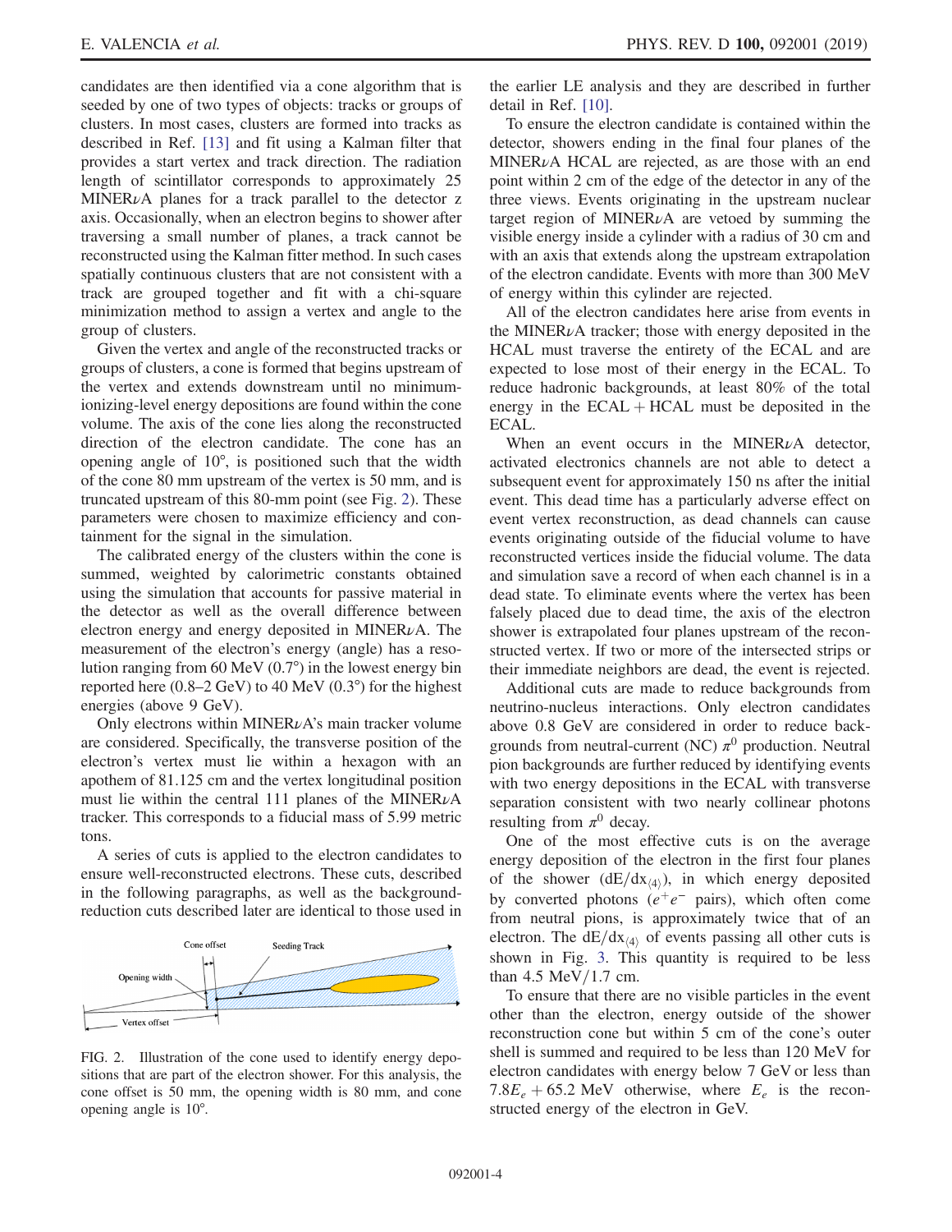candidates are then identified via a cone algorithm that is seeded by one of two types of objects: tracks or groups of clusters. In most cases, clusters are formed into tracks as described in Ref. [13] and fit using a Kalman filter that provides a start vertex and track direction. The radiation length of scintillator corresponds to approximately 25 MINERνA planes for a track parallel to the detector z axis. Occasionally, when an electron begins to shower after traversing a small number of planes, a track cannot be reconstructed using the Kalman fitter method. In such cases spatially continuous clusters that are not consistent with a track are grouped together and fit with a chi-square minimization method to assign a vertex and angle to the group of clusters.

Given the vertex and angle of the reconstructed tracks or groups of clusters, a cone is formed that begins upstream of the vertex and extends downstream until no minimum-ionizing-level energy depositions are found within the cone volume. The axis of the cone lies along the reconstructed direction of the electron candidate. The cone has an opening angle of 10°, is positioned such that the width of the cone 80 mm upstream of the vertex is 50 mm, and is truncated upstream of this 80-mm point (see Fig. 2). These parameters were chosen to maximize efficiency and containment for the signal in the simulation.

The calibrated energy of the clusters within the cone is summed, weighted by calorimetric constants obtained using the simulation that accounts for passive material in the detector as well as the overall difference between electron energy and energy deposited in MINERνA. The measurement of the electron's energy (angle) has a resolution ranging from 60 MeV (0.7°) in the lowest energy bin reported here (0.8–2 GeV) to 40 MeV (0.3°) for the highest energies (above 9 GeV).

Only electrons within MINERνA's main tracker volume are considered. Specifically, the transverse position of the electron's vertex must lie within a hexagon with an apothem of 81.125 cm and the vertex longitudinal position must lie within the central 111 planes of the MINERνA tracker. This corresponds to a fiducial mass of 5.99 metric tons.

A series of cuts is applied to the electron candidates to ensure well-reconstructed electrons. These cuts, described in the following paragraphs, as well as the background-reduction cuts described later are identical to those used in

Cone offset
Seeding Track
Opening width
Vertex offset

FIG. 2. Illustration of the cone used to identify energy depositions that are part of the electron shower. For this analysis, the cone offset is 50 mm, the opening width is 80 mm, and cone opening angle is 10°.

the earlier LE analysis and they are described in further detail in Ref. [10].

To ensure the electron candidate is contained within the detector, showers ending in the final four planes of the MINERνA HCAL are rejected, as are those with an end point within 2 cm of the edge of the detector in any of the three views. Events originating in the upstream nuclear target region of MINERνA are vetoed by summing the visible energy inside a cylinder with a radius of 30 cm and with an axis that extends along the upstream extrapolation of the electron candidate. Events with more than 300 MeV of energy within this cylinder are rejected.

All of the electron candidates here arise from events in the MINERνA tracker; those with energy deposited in the HCAL must traverse the entirety of the ECAL and are expected to lose most of their energy in the ECAL. To reduce hadronic backgrounds, at least 80% of the total energy in the ECAL + HCAL must be deposited in the ECAL.

When an event occurs in the MINERνA detector, activated electronics channels are not able to detect a subsequent event for approximately 150 ns after the initial event. This dead time has a particularly adverse effect on event vertex reconstruction, as dead channels can cause events originating outside of the fiducial volume to have reconstructed vertices inside the fiducial volume. The data and simulation save a record of when each channel is in a dead state. To eliminate events where the vertex has been falsely placed due to dead time, the axis of the electron shower is extrapolated four planes upstream of the reconstructed vertex. If two or more of the intersected strips or their immediate neighbors are dead, the event is rejected.

Additional cuts are made to reduce backgrounds from neutrino-nucleus interactions. Only electron candidates above 0.8 GeV are considered in order to reduce backgrounds from neutral-current (NC) $\pi^0$ production. Neutral pion backgrounds are further reduced by identifying events with two energy depositions in the ECAL with transverse separation consistent with two nearly collinear photons resulting from $\pi^0$ decay.

One of the most effective cuts is on the average energy deposition of the electron in the first four planes of the shower ($\mathrm{d}E/\mathrm{d}x_{\langle 4\rangle}$), in which energy deposited by converted photons ($e^+e^-$ pairs), which often come from neutral pions, is approximately twice that of an electron. The $\mathrm{d}E/\mathrm{d}x_{\langle 4\rangle}$ of events passing all other cuts is shown in Fig. 3. This quantity is required to be less than 4.5 MeV/1.7 cm.

To ensure that there are no visible particles in the event other than the electron, energy outside of the shower reconstruction cone but within 5 cm of the cone's outer shell is summed and required to be less than 120 MeV for electron candidates with energy below 7 GeV or less than $7.8E_e + 65.2$ MeV otherwise, where $E_e$ is the reconstructed energy of the electron in GeV.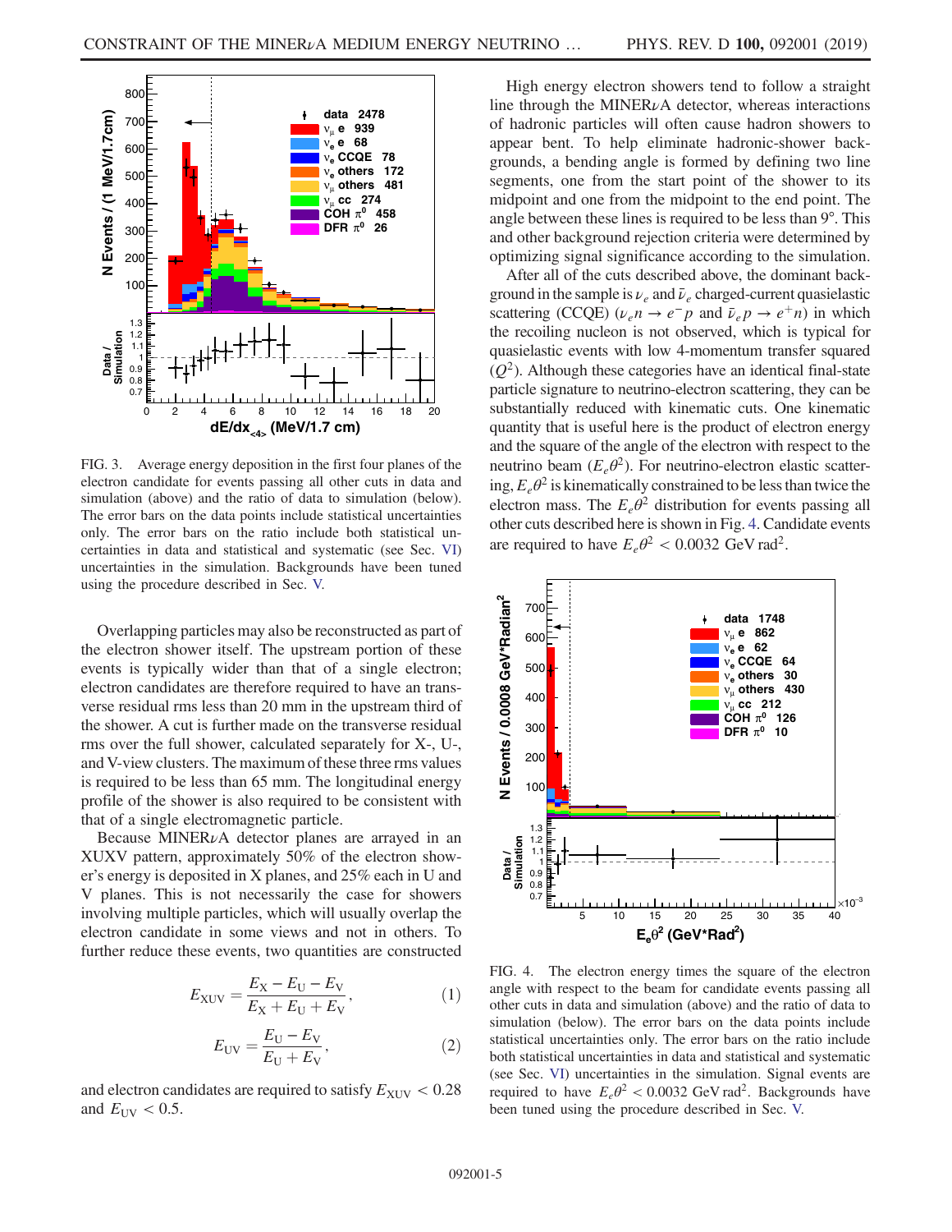data 2478

$\nu_\mu$ e 939

$\nu_e$ e 68

$\nu_e$ CCQE 78

$\nu_e$ others 172

$\nu_\mu$ others 481

$\nu_\mu$ cc 274

COH $\pi^0$ 458

DFR $\pi^0$ 26

N Events / (1 MeV/1.7cm)

Data / Simulation

dE/dx$_{<4>}$ (MeV/1.7 cm)

FIG. 3. Average energy deposition in the first four planes of the electron candidate for events passing all other cuts in data and simulation (above) and the ratio of data to simulation (below). The error bars on the data points include statistical uncertainties only. The error bars on the ratio include both statistical uncertainties in data and statistical and systematic (see Sec. VI) uncertainties in the simulation. Backgrounds have been tuned using the procedure described in Sec. V.

Overlapping particles may also be reconstructed as part of the electron shower itself. The upstream portion of these events is typically wider than that of a single electron; electron candidates are therefore required to have an transverse residual rms less than 20 mm in the upstream third of the shower. A cut is further made on the transverse residual rms over the full shower, calculated separately for X-, U-, and V-view clusters. The maximum of these three rms values is required to be less than 65 mm. The longitudinal energy profile of the shower is also required to be consistent with that of a single electromagnetic particle.

Because MINER$\nu$A detector planes are arrayed in an XUXV pattern, approximately 50% of the electron shower's energy is deposited in X planes, and 25% each in U and V planes. This is not necessarily the case for showers involving multiple particles, which will usually overlap the electron candidate in some views and not in others. To further reduce these events, two quantities are constructed

$$E_{\mathrm{XUV}} = \frac{E_{\mathrm{X}} - E_{\mathrm{U}} - E_{\mathrm{V}}}{E_{\mathrm{X}} + E_{\mathrm{U}} + E_{\mathrm{V}}}, \tag{1}$$

$$E_{\mathrm{UV}} = \frac{E_{\mathrm{U}} - E_{\mathrm{V}}}{E_{\mathrm{U}} + E_{\mathrm{V}}}, \tag{2}$$

and electron candidates are required to satisfy $E_{\mathrm{XUV}} < 0.28$ and $E_{\mathrm{UV}} < 0.5$.

High energy electron showers tend to follow a straight line through the MINER$\nu$A detector, whereas interactions of hadronic particles will often cause hadron showers to appear bent. To help eliminate hadronic-shower backgrounds, a bending angle is formed by defining two line segments, one from the start point of the shower to its midpoint and one from the midpoint to the end point. The angle between these lines is required to be less than 9°. This and other background rejection criteria were determined by optimizing signal significance according to the simulation.

After all of the cuts described above, the dominant background in the sample is $\nu_e$ and $\bar{\nu}_e$ charged-current quasielastic scattering (CCQE) ($\nu_e n \to e^- p$ and $\bar{\nu}_e p \to e^+ n$) in which the recoiling nucleon is not observed, which is typical for quasielastic events with low 4-momentum transfer squared ($Q^2$). Although these categories have an identical final-state particle signature to neutrino-electron scattering, they can be substantially reduced with kinematic cuts. One kinematic quantity that is useful here is the product of electron energy and the square of the angle of the electron with respect to the neutrino beam ($E_e\theta^2$). For neutrino-electron elastic scattering, $E_e\theta^2$ is kinematically constrained to be less than twice the electron mass. The $E_e\theta^2$ distribution for events passing all other cuts described here is shown in Fig. 4. Candidate events are required to have $E_e\theta^2 < 0.0032$ GeV rad$^2$.

data 1748

$\nu_\mu$ e 862

$\nu_e$ e 62

$\nu_e$ CCQE 64

$\nu_e$ others 30

$\nu_\mu$ others 430

$\nu_\mu$ cc 212

COH $\pi^0$ 126

DFR $\pi^0$ 10

N Events / 0.0008 GeV*Radian$^2$

Data / Simulation

$\times10^{-3}$

E$_e\theta^2$ (GeV*Rad$^2$)

FIG. 4. The electron energy times the square of the electron angle with respect to the beam for candidate events passing all other cuts in data and simulation (above) and the ratio of data to simulation (below). The error bars on the data points include statistical uncertainties only. The error bars on the ratio include both statistical uncertainties in data and statistical and systematic (see Sec. VI) uncertainties in the simulation. Signal events are required to have $E_e\theta^2 < 0.0032$ GeV rad$^2$. Backgrounds have been tuned using the procedure described in Sec. V.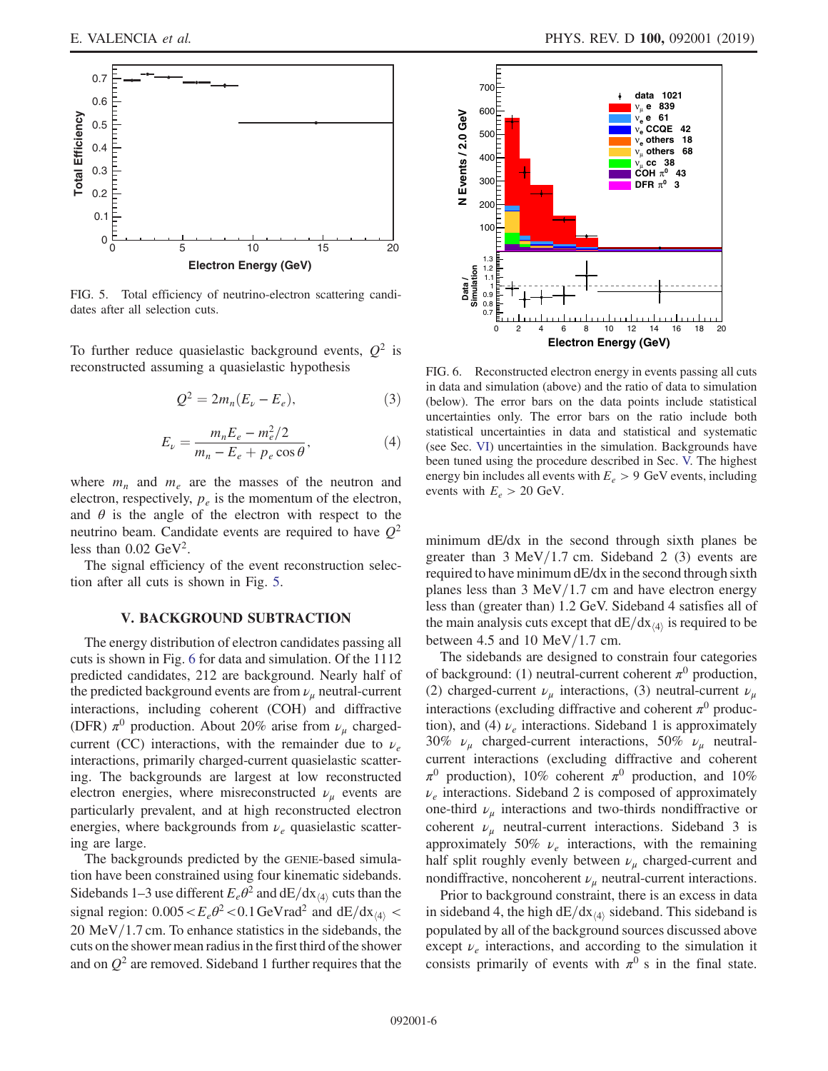Total Efficiency

Electron Energy (GeV)

FIG. 5. Total efficiency of neutrino-electron scattering candidates after all selection cuts.

To further reduce quasielastic background events, $Q^2$ is reconstructed assuming a quasielastic hypothesis

$$Q^2 = 2m_n(E_\nu - E_e), \tag{3}$$

$$E_\nu = \frac{m_n E_e - m_e^2/2}{m_n - E_e + p_e \cos\theta}, \tag{4}$$

where $m_n$ and $m_e$ are the masses of the neutron and electron, respectively, $p_e$ is the momentum of the electron, and $\theta$ is the angle of the electron with respect to the neutrino beam. Candidate events are required to have $Q^2$ less than 0.02 GeV$^2$.

The signal efficiency of the event reconstruction selection after all cuts is shown in Fig. 5.

## V. BACKGROUND SUBTRACTION

The energy distribution of electron candidates passing all cuts is shown in Fig. 6 for data and simulation. Of the 1112 predicted candidates, 212 are background. Nearly half of the predicted background events are from $\nu_\mu$ neutral-current interactions, including coherent (COH) and diffractive (DFR) $\pi^0$ production. About 20% arise from $\nu_\mu$ charged-current (CC) interactions, with the remainder due to $\nu_e$ interactions, primarily charged-current quasielastic scattering. The backgrounds are largest at low reconstructed electron energies, where misreconstructed $\nu_\mu$ events are particularly prevalent, and at high reconstructed electron energies, where backgrounds from $\nu_e$ quasielastic scattering are large.

The backgrounds predicted by the GENIE-based simulation have been constrained using four kinematic sidebands. Sidebands 1–3 use different $E_e\theta^2$ and $\mathrm{d}E/\mathrm{d}x_{\langle 4\rangle}$ cuts than the signal region: $0.005 < E_e\theta^2 < 0.1\,\mathrm{GeV\,rad^2}$ and $\mathrm{d}E/\mathrm{d}x_{\langle 4\rangle} < 20\,\mathrm{MeV}/1.7\,\mathrm{cm}$. To enhance statistics in the sidebands, the cuts on the shower mean radius in the first third of the shower and on $Q^2$ are removed. Sideband 1 further requires that the

N Events / 2.0 GeV

data 1021
$\nu_\mu$ e 839
$\nu_e$ e 61
$\nu_e$ CCQE 42
$\nu_e$ others 18
$\nu_\mu$ others 68
$\nu_\mu$ cc 38
COH $\pi^0$ 43
DFR $\pi^0$ 3

Data / Simulation

Electron Energy (GeV)

FIG. 6. Reconstructed electron energy in events passing all cuts in data and simulation (above) and the ratio of data to simulation (below). The error bars on the data points include statistical uncertainties only. The error bars on the ratio include both statistical uncertainties in data and statistical and systematic (see Sec. VI) uncertainties in the simulation. Backgrounds have been tuned using the procedure described in Sec. V. The highest energy bin includes all events with $E_e > 9$ GeV events, including events with $E_e > 20$ GeV.

minimum dE/dx in the second through sixth planes be greater than $3\,\mathrm{MeV}/1.7\,\mathrm{cm}$. Sideband 2 (3) events are required to have minimum dE/dx in the second through sixth planes less than $3\,\mathrm{MeV}/1.7\,\mathrm{cm}$ and have electron energy less than (greater than) 1.2 GeV. Sideband 4 satisfies all of the main analysis cuts except that $\mathrm{d}E/\mathrm{d}x_{\langle 4\rangle}$ is required to be between 4.5 and $10\,\mathrm{MeV}/1.7\,\mathrm{cm}$.

The sidebands are designed to constrain four categories of background: (1) neutral-current coherent $\pi^0$ production, (2) charged-current $\nu_\mu$ interactions, (3) neutral-current $\nu_\mu$ interactions (excluding diffractive and coherent $\pi^0$ production), and (4) $\nu_e$ interactions. Sideband 1 is approximately 30% $\nu_\mu$ charged-current interactions, 50% $\nu_\mu$ neutral-current interactions (excluding diffractive and coherent $\pi^0$ production), 10% coherent $\pi^0$ production, and 10% $\nu_e$ interactions. Sideband 2 is composed of approximately one-third $\nu_\mu$ interactions and two-thirds nondiffractive or coherent $\nu_\mu$ neutral-current interactions. Sideband 3 is approximately 50% $\nu_e$ interactions, with the remaining half split roughly evenly between $\nu_\mu$ charged-current and nondiffractive, noncoherent $\nu_\mu$ neutral-current interactions.

Prior to background constraint, there is an excess in data in sideband 4, the high $\mathrm{d}E/\mathrm{d}x_{\langle 4\rangle}$ sideband. This sideband is populated by all of the background sources discussed above except $\nu_e$ interactions, and according to the simulation it consists primarily of events with $\pi^0$ s in the final state.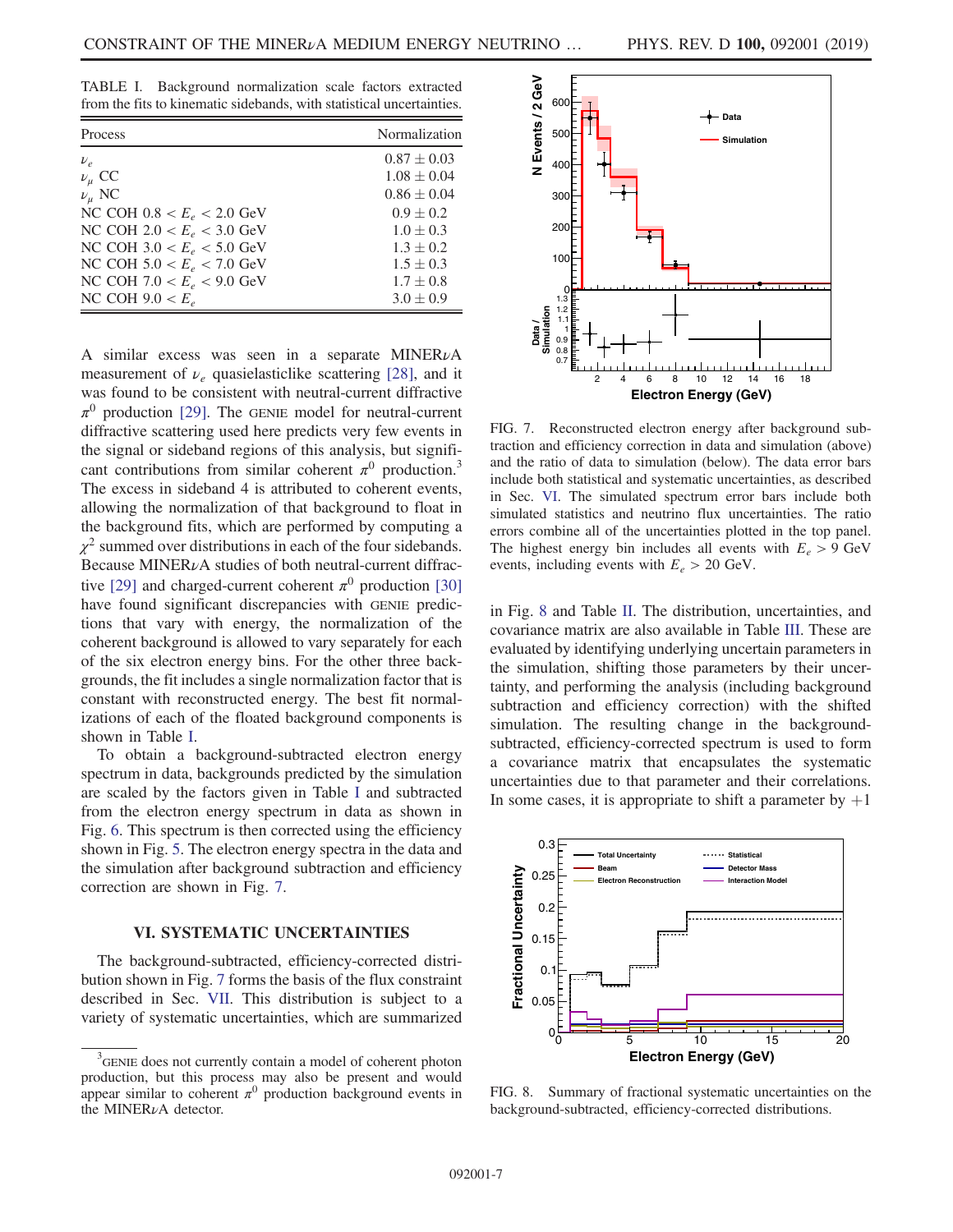TABLE I. Background normalization scale factors extracted from the fits to kinematic sidebands, with statistical uncertainties.

| Process | Normalization |
|---|---|
| $\nu_e$ | $0.87 \pm 0.03$ |
| $\nu_\mu$ CC | $1.08 \pm 0.04$ |
| $\nu_\mu$ NC | $0.86 \pm 0.04$ |
| NC COH $0.8 < E_e < 2.0$ GeV | $0.9 \pm 0.2$ |
| NC COH $2.0 < E_e < 3.0$ GeV | $1.0 \pm 0.3$ |
| NC COH $3.0 < E_e < 5.0$ GeV | $1.3 \pm 0.2$ |
| NC COH $5.0 < E_e < 7.0$ GeV | $1.5 \pm 0.3$ |
| NC COH $7.0 < E_e < 9.0$ GeV | $1.7 \pm 0.8$ |
| NC COH $9.0 < E_e$ | $3.0 \pm 0.9$ |

A similar excess was seen in a separate MINER$\nu$A measurement of $\nu_e$ quasielasticlike scattering [28], and it was found to be consistent with neutral-current diffractive $\pi^0$ production [29]. The GENIE model for neutral-current diffractive scattering used here predicts very few events in the signal or sideband regions of this analysis, but significant contributions from similar coherent $\pi^0$ production.[3] The excess in sideband 4 is attributed to coherent events, allowing the normalization of that background to float in the background fits, which are performed by computing a $\chi^2$ summed over distributions in each of the four sidebands. Because MINER$\nu$A studies of both neutral-current diffractive [29] and charged-current coherent $\pi^0$ production [30] have found significant discrepancies with GENIE predictions that vary with energy, the normalization of the coherent background is allowed to vary separately for each of the six electron energy bins. For the other three backgrounds, the fit includes a single normalization factor that is constant with reconstructed energy. The best fit normalizations of each of the floated background components is shown in Table I.

To obtain a background-subtracted electron energy spectrum in data, backgrounds predicted by the simulation are scaled by the factors given in Table I and subtracted from the electron energy spectrum in data as shown in Fig. 6. This spectrum is then corrected using the efficiency shown in Fig. 5. The electron energy spectra in the data and the simulation after background subtraction and efficiency correction are shown in Fig. 7.

## VI. SYSTEMATIC UNCERTAINTIES

The background-subtracted, efficiency-corrected distribution shown in Fig. 7 forms the basis of the flux constraint described in Sec. VII. This distribution is subject to a variety of systematic uncertainties, which are summarized in Fig. 8 and Table II. The distribution, uncertainties, and covariance matrix are also available in Table III. These are evaluated by identifying underlying uncertain parameters in the simulation, shifting those parameters by their uncertainty, and performing the analysis (including background subtraction and efficiency correction) with the shifted simulation. The resulting change in the background-subtracted, efficiency-corrected spectrum is used to form a covariance matrix that encapsulates the systematic uncertainties due to that parameter and their correlations. In some cases, it is appropriate to shift a parameter by $+1$

[3] GENIE does not currently contain a model of coherent photon production, but this process may also be present and would appear similar to coherent $\pi^0$ production background events in the MINER$\nu$A detector.

N Events / 2 GeV
Data
Simulation
Data / Simulation
Electron Energy (GeV)

FIG. 7. Reconstructed electron energy after background subtraction and efficiency correction in data and simulation (above) and the ratio of data to simulation (below). The data error bars include both statistical and systematic uncertainties, as described in Sec. VI. The simulated spectrum error bars include both simulated statistics and neutrino flux uncertainties. The ratio errors combine all of the uncertainties plotted in the top panel. The highest energy bin includes all events with $E_e > 9$ GeV events, including events with $E_e > 20$ GeV.

Fractional Uncertainty
Total Uncertainty
Statistical
Beam
Detector Mass
Electron Reconstruction
Interaction Model
Electron Energy (GeV)

FIG. 8. Summary of fractional systematic uncertainties on the background-subtracted, efficiency-corrected distributions.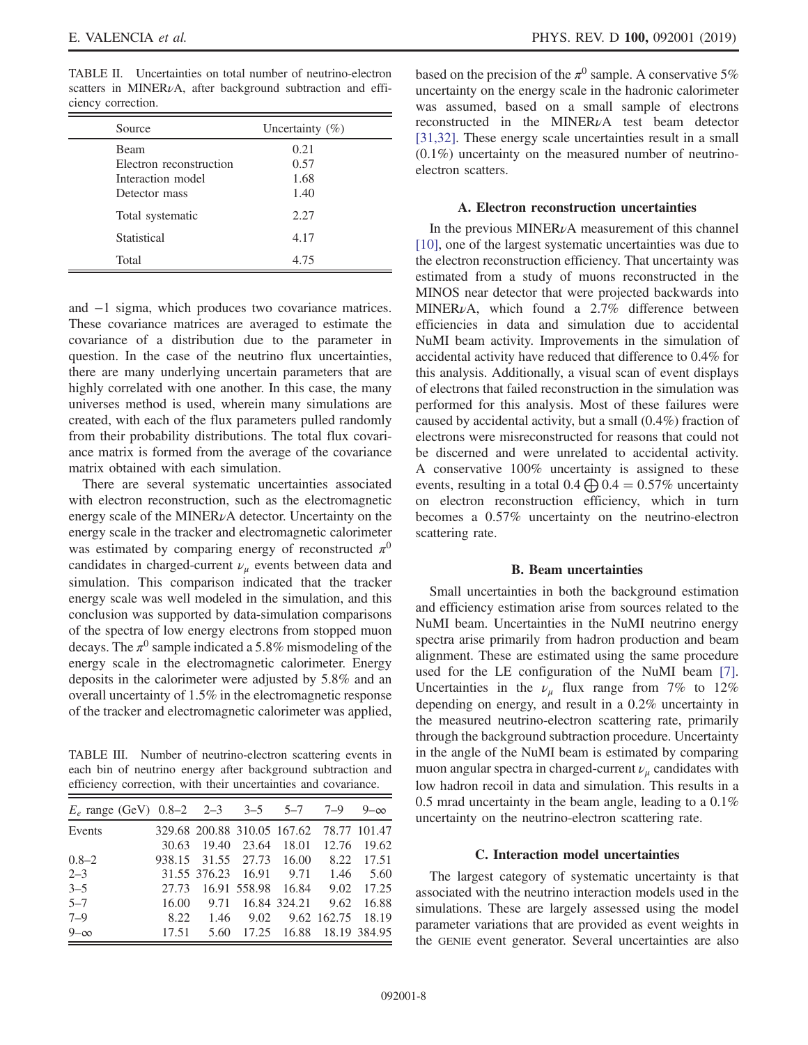TABLE II. Uncertainties on total number of neutrino-electron scatters in MINERνA, after background subtraction and efficiency correction.

| Source | Uncertainty (%) |
|---|---|
| Beam | 0.21 |
| Electron reconstruction | 0.57 |
| Interaction model | 1.68 |
| Detector mass | 1.40 |
| Total systematic | 2.27 |
| Statistical | 4.17 |
| Total | 4.75 |

and −1 sigma, which produces two covariance matrices. These covariance matrices are averaged to estimate the covariance of a distribution due to the parameter in question. In the case of the neutrino flux uncertainties, there are many underlying uncertain parameters that are highly correlated with one another. In this case, the many universes method is used, wherein many simulations are created, with each of the flux parameters pulled randomly from their probability distributions. The total flux covariance matrix is formed from the average of the covariance matrix obtained with each simulation.

There are several systematic uncertainties associated with electron reconstruction, such as the electromagnetic energy scale of the MINERνA detector. Uncertainty on the energy scale in the tracker and electromagnetic calorimeter was estimated by comparing energy of reconstructed $\pi^0$ candidates in charged-current $\nu_\mu$ events between data and simulation. This comparison indicated that the tracker energy scale was well modeled in the simulation, and this conclusion was supported by data-simulation comparisons of the spectra of low energy electrons from stopped muon decays. The $\pi^0$ sample indicated a 5.8% mismodeling of the energy scale in the electromagnetic calorimeter. Energy deposits in the calorimeter were adjusted by 5.8% and an overall uncertainty of 1.5% in the electromagnetic response of the tracker and electromagnetic calorimeter was applied,

TABLE III. Number of neutrino-electron scattering events in each bin of neutrino energy after background subtraction and efficiency correction, with their uncertainties and covariance.

| $E_e$ range (GeV) | 0.8–2 | 2–3 | 3–5 | 5–7 | 7–9 | 9–$\infty$ |
|---|---|---|---|---|---|---|
| Events | 329.68 | 200.88 | 310.05 | 167.62 | 78.77 | 101.47 |
| | 30.63 | 19.40 | 23.64 | 18.01 | 12.76 | 19.62 |
| 0.8–2 | 938.15 | 31.55 | 27.73 | 16.00 | 8.22 | 17.51 |
| 2–3 | 31.55 | 376.23 | 16.91 | 9.71 | 1.46 | 5.60 |
| 3–5 | 27.73 | 16.91 | 558.98 | 16.84 | 9.02 | 17.25 |
| 5–7 | 16.00 | 9.71 | 16.84 | 324.21 | 9.62 | 16.88 |
| 7–9 | 8.22 | 1.46 | 9.02 | 9.62 | 162.75 | 18.19 |
| 9–$\infty$ | 17.51 | 5.60 | 17.25 | 16.88 | 18.19 | 384.95 |

based on the precision of the $\pi^0$ sample. A conservative 5% uncertainty on the energy scale in the hadronic calorimeter was assumed, based on a small sample of electrons reconstructed in the MINERνA test beam detector [31,32]. These energy scale uncertainties result in a small (0.1%) uncertainty on the measured number of neutrino-electron scatters.

### A. Electron reconstruction uncertainties

In the previous MINERνA measurement of this channel [10], one of the largest systematic uncertainties was due to the electron reconstruction efficiency. That uncertainty was estimated from a study of muons reconstructed in the MINOS near detector that were projected backwards into MINERνA, which found a 2.7% difference between efficiencies in data and simulation due to accidental NuMI beam activity. Improvements in the simulation of accidental activity have reduced that difference to 0.4% for this analysis. Additionally, a visual scan of event displays of electrons that failed reconstruction in the simulation was performed for this analysis. Most of these failures were caused by accidental activity, but a small (0.4%) fraction of electrons were misreconstructed for reasons that could not be discerned and were unrelated to accidental activity. A conservative 100% uncertainty is assigned to these events, resulting in a total $0.4 \bigoplus 0.4 = 0.57\%$ uncertainty on electron reconstruction efficiency, which in turn becomes a 0.57% uncertainty on the neutrino-electron scattering rate.

### B. Beam uncertainties

Small uncertainties in both the background estimation and efficiency estimation arise from sources related to the NuMI beam. Uncertainties in the NuMI neutrino energy spectra arise primarily from hadron production and beam alignment. These are estimated using the same procedure used for the LE configuration of the NuMI beam [7]. Uncertainties in the $\nu_\mu$ flux range from 7% to 12% depending on energy, and result in a 0.2% uncertainty in the measured neutrino-electron scattering rate, primarily through the background subtraction procedure. Uncertainty in the angle of the NuMI beam is estimated by comparing muon angular spectra in charged-current $\nu_\mu$ candidates with low hadron recoil in data and simulation. This results in a 0.5 mrad uncertainty in the beam angle, leading to a 0.1% uncertainty on the neutrino-electron scattering rate.

### C. Interaction model uncertainties

The largest category of systematic uncertainty is that associated with the neutrino interaction models used in the simulations. These are largely assessed using the model parameter variations that are provided as event weights in the GENIE event generator. Several uncertainties are also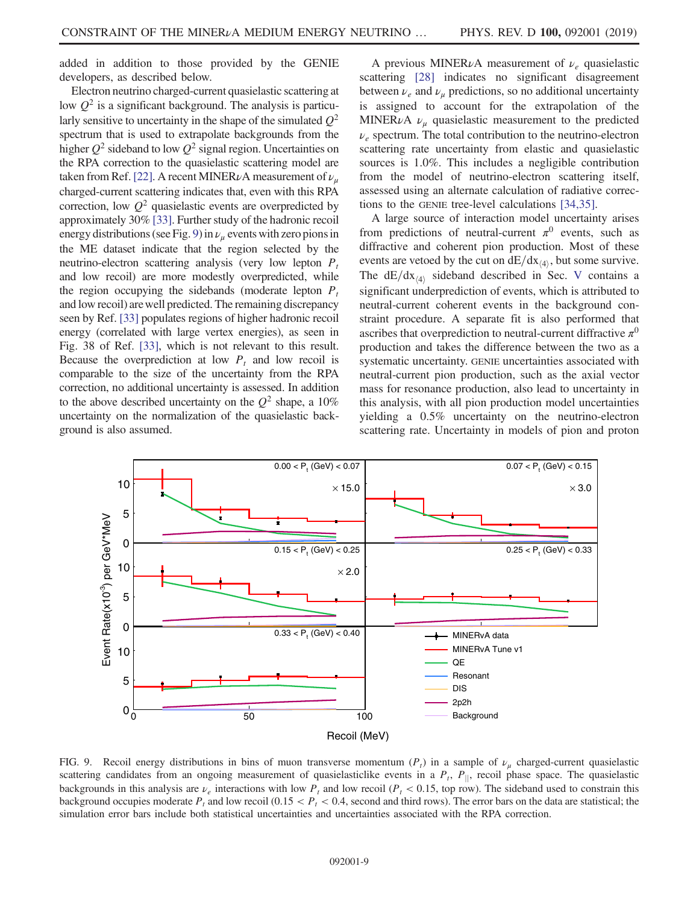added in addition to those provided by the GENIE developers, as described below.

Electron neutrino charged-current quasielastic scattering at low $Q^2$ is a significant background. The analysis is particularly sensitive to uncertainty in the shape of the simulated $Q^2$ spectrum that is used to extrapolate backgrounds from the higher $Q^2$ sideband to low $Q^2$ signal region. Uncertainties on the RPA correction to the quasielastic scattering model are taken from Ref. [22]. A recent MINER$\nu$A measurement of $\nu_\mu$ charged-current scattering indicates that, even with this RPA correction, low $Q^2$ quasielastic events are overpredicted by approximately 30% [33]. Further study of the hadronic recoil energy distributions (see Fig. 9) in $\nu_\mu$ events with zero pions in the ME dataset indicate that the region selected by the neutrino-electron scattering analysis (very low lepton $P_t$ and low recoil) are more modestly overpredicted, while the region occupying the sidebands (moderate lepton $P_t$ and low recoil) are well predicted. The remaining discrepancy seen by Ref. [33] populates regions of higher hadronic recoil energy (correlated with large vertex energies), as seen in Fig. 38 of Ref. [33], which is not relevant to this result. Because the overprediction at low $P_t$ and low recoil is comparable to the size of the uncertainty from the RPA correction, no additional uncertainty is assessed. In addition to the above described uncertainty on the $Q^2$ shape, a 10% uncertainty on the normalization of the quasielastic background is also assumed.

A previous MINER$\nu$A measurement of $\nu_e$ quasielastic scattering [28] indicates no significant disagreement between $\nu_e$ and $\nu_\mu$ predictions, so no additional uncertainty is assigned to account for the extrapolation of the MINER$\nu$A $\nu_\mu$ quasielastic measurement to the predicted $\nu_e$ spectrum. The total contribution to the neutrino-electron scattering rate uncertainty from elastic and quasielastic sources is 1.0%. This includes a negligible contribution from the model of neutrino-electron scattering itself, assessed using an alternate calculation of radiative corrections to the GENIE tree-level calculations [34,35].

A large source of interaction model uncertainty arises from predictions of neutral-current $\pi^0$ events, such as diffractive and coherent pion production. Most of these events are vetoed by the cut on $\mathrm{d}E/\mathrm{d}x_{\langle 4\rangle}$, but some survive. The $\mathrm{d}E/\mathrm{d}x_{\langle 4\rangle}$ sideband described in Sec. V contains a significant underprediction of events, which is attributed to neutral-current coherent events in the background constraint procedure. A separate fit is also performed that ascribes that overprediction to neutral-current diffractive $\pi^0$ production and takes the difference between the two as a systematic uncertainty. GENIE uncertainties associated with neutral-current pion production, such as the axial vector mass for resonance production, also lead to uncertainty in this analysis, with all pion production model uncertainties yielding a 0.5% uncertainty on the neutrino-electron scattering rate. Uncertainty in models of pion and proton

0.00 < P$_t$ (GeV) < 0.07
× 15.0
0.07 < P$_t$ (GeV) < 0.15
× 3.0
0.15 < P$_t$ (GeV) < 0.25
× 2.0
0.25 < P$_t$ (GeV) < 0.33
0.33 < P$_t$ (GeV) < 0.40
Event Rate(x10$^{-3}$) per GeV*MeV
Recoil (MeV)
0 50 100
0 5 10
MINERvA data
MINERvA Tune v1
QE
Resonant
DIS
2p2h
Background

FIG. 9. Recoil energy distributions in bins of muon transverse momentum ($P_t$) in a sample of $\nu_\mu$ charged-current quasielastic scattering candidates from an ongoing measurement of quasielasticlike events in a $P_t$, $P_{||}$ recoil phase space. The quasielastic backgrounds in this analysis are $\nu_e$ interactions with low $P_t$ and low recoil ($P_t < 0.15$, top row). The sideband used to constrain this background occupies moderate $P_t$ and low recoil ($0.15 < P_t < 0.4$, second and third rows). The error bars on the data are statistical; the simulation error bars include both statistical uncertainties and uncertainties associated with the RPA correction.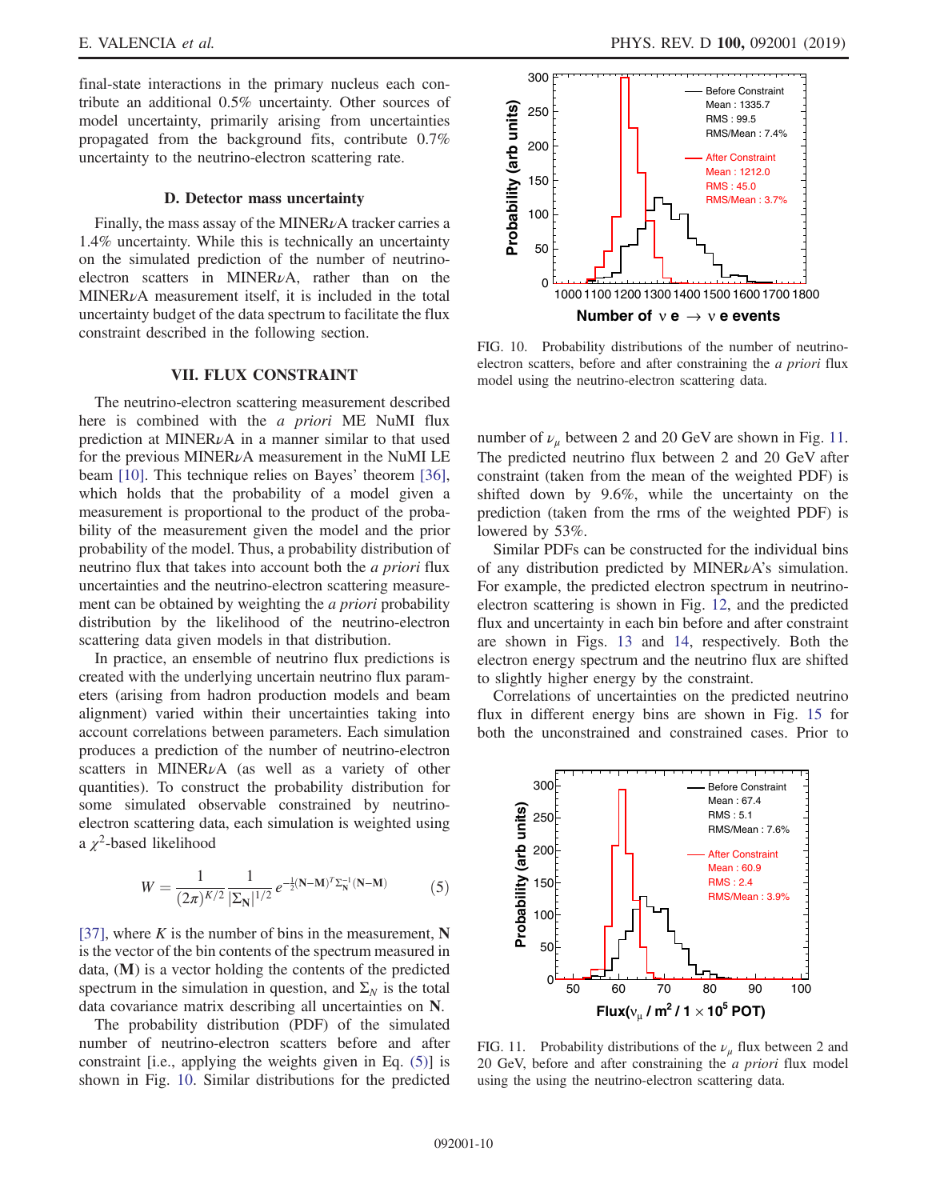final-state interactions in the primary nucleus each contribute an additional 0.5% uncertainty. Other sources of model uncertainty, primarily arising from uncertainties propagated from the background fits, contribute 0.7% uncertainty to the neutrino-electron scattering rate.

### D. Detector mass uncertainty

Finally, the mass assay of the MINERνA tracker carries a 1.4% uncertainty. While this is technically an uncertainty on the simulated prediction of the number of neutrino-electron scatters in MINERνA, rather than on the MINERνA measurement itself, it is included in the total uncertainty budget of the data spectrum to facilitate the flux constraint described in the following section.

## VII. FLUX CONSTRAINT

The neutrino-electron scattering measurement described here is combined with the *a priori* ME NuMI flux prediction at MINERνA in a manner similar to that used for the previous MINERνA measurement in the NuMI LE beam [10]. This technique relies on Bayes' theorem [36], which holds that the probability of a model given a measurement is proportional to the product of the probability of the measurement given the model and the prior probability of the model. Thus, a probability distribution of neutrino flux that takes into account both the *a priori* flux uncertainties and the neutrino-electron scattering measurement can be obtained by weighting the *a priori* probability distribution by the likelihood of the neutrino-electron scattering data given models in that distribution.

In practice, an ensemble of neutrino flux predictions is created with the underlying uncertain neutrino flux parameters (arising from hadron production models and beam alignment) varied within their uncertainties taking into account correlations between parameters. Each simulation produces a prediction of the number of neutrino-electron scatters in MINERνA (as well as a variety of other quantities). To construct the probability distribution for some simulated observable constrained by neutrino-electron scattering data, each simulation is weighted using a $\chi^2$-based likelihood

$$W = \frac{1}{(2\pi)^{K/2}} \frac{1}{|\Sigma_{\mathbf{N}}|^{1/2}} e^{-\frac{1}{2}(\mathbf{N}-\mathbf{M})^T \Sigma_{\mathbf{N}}^{-1} (\mathbf{N}-\mathbf{M})} \tag{5}$$

[37], where $K$ is the number of bins in the measurement, $\mathbf{N}$ is the vector of the bin contents of the spectrum measured in data, $(\mathbf{M})$ is a vector holding the contents of the predicted spectrum in the simulation in question, and $\Sigma_N$ is the total data covariance matrix describing all uncertainties on $\mathbf{N}$.

The probability distribution (PDF) of the simulated number of neutrino-electron scatters before and after constraint [i.e., applying the weights given in Eq. (5)] is shown in Fig. 10. Similar distributions for the predicted number of $\nu_\mu$ between 2 and 20 GeV are shown in Fig. 11. The predicted neutrino flux between 2 and 20 GeV after constraint (taken from the mean of the weighted PDF) is shifted down by 9.6%, while the uncertainty on the prediction (taken from the rms of the weighted PDF) is lowered by 53%.

Similar PDFs can be constructed for the individual bins of any distribution predicted by MINERνA's simulation. For example, the predicted electron spectrum in neutrino-electron scattering is shown in Fig. 12, and the predicted flux and uncertainty in each bin before and after constraint are shown in Figs. 13 and 14, respectively. Both the electron energy spectrum and the neutrino flux are shifted to slightly higher energy by the constraint.

Correlations of uncertainties on the predicted neutrino flux in different energy bins are shown in Fig. 15 for both the unconstrained and constrained cases. Prior to

Probability (arb units)
Number of ν e → ν e events
Before Constraint
Mean : 1335.7
RMS : 99.5
RMS/Mean : 7.4%
After Constraint
Mean : 1212.0
RMS : 45.0
RMS/Mean : 3.7%

FIG. 10. Probability distributions of the number of neutrino-electron scatters, before and after constraining the *a priori* flux model using the neutrino-electron scattering data.

Probability (arb units)
Flux($\nu_\mu$ / m$^2$ / 1 × 10$^5$ POT)
Before Constraint
Mean : 67.4
RMS : 5.1
RMS/Mean : 7.6%
After Constraint
Mean : 60.9
RMS : 2.4
RMS/Mean : 3.9%

FIG. 11. Probability distributions of the $\nu_\mu$ flux between 2 and 20 GeV, before and after constraining the *a priori* flux model using the using the neutrino-electron scattering data.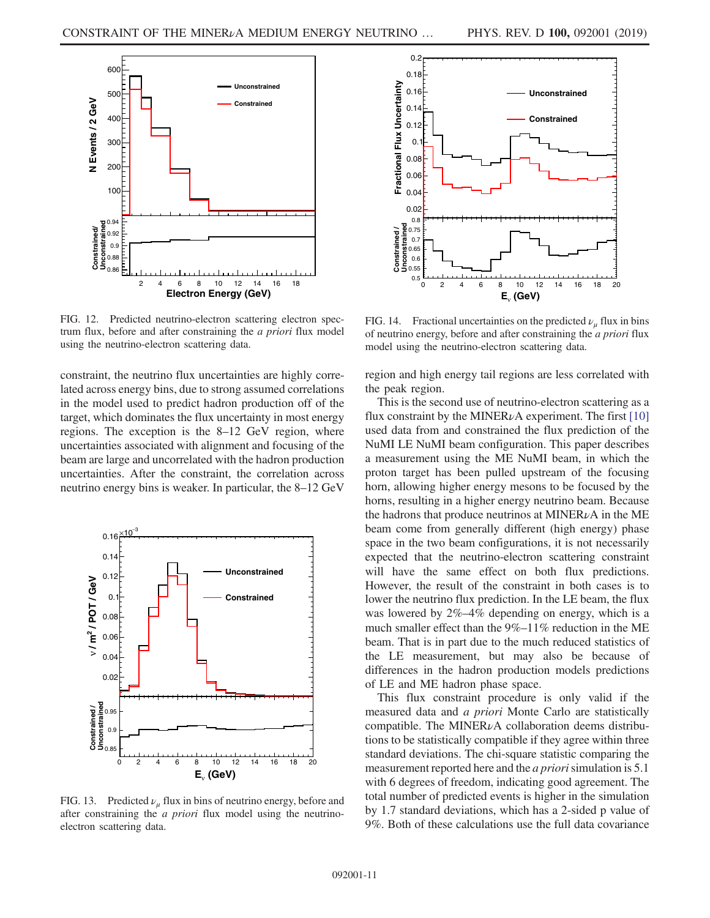Unconstrained

Constrained

N Events / 2 GeV

600
500
400
300
200
100

Constrained/Unconstrained

0.94
0.92
0.9
0.88
0.86

2 4 6 8 10 12 14 16 18

Electron Energy (GeV)

FIG. 12. Predicted neutrino-electron scattering electron spectrum flux, before and after constraining the *a priori* flux model using the neutrino-electron scattering data.

constraint, the neutrino flux uncertainties are highly correlated across energy bins, due to strong assumed correlations in the model used to predict hadron production off of the target, which dominates the flux uncertainty in most energy regions. The exception is the 8–12 GeV region, where uncertainties associated with alignment and focusing of the beam are large and uncorrelated with the hadron production uncertainties. After the constraint, the correlation across neutrino energy bins is weaker. In particular, the 8–12 GeV region and high energy tail regions are less correlated with the peak region.

$\times 10^{-3}$

0.16
0.14
0.12
0.1
0.08
0.06
0.04
0.02

Unconstrained

Constrained

$\nu$ / m$^2$ / POT / GeV

Constrained / Unconstrained

0.95
0.9
0.85

0 2 4 6 8 10 12 14 16 18 20

$E_\nu$ (GeV)

FIG. 13. Predicted $\nu_\mu$ flux in bins of neutrino energy, before and after constraining the *a priori* flux model using the neutrino-electron scattering data.

0.2
0.18
0.16
0.14
0.12
0.1
0.08
0.06
0.04
0.02

Unconstrained

Constrained

Fractional Flux Uncertainty

Constrained / Unconstrained

0.8
0.75
0.7
0.65
0.6
0.55
0.5

0 2 4 6 8 10 12 14 16 18 20

$E_\nu$ (GeV)

FIG. 14. Fractional uncertainties on the predicted $\nu_\mu$ flux in bins of neutrino energy, before and after constraining the *a priori* flux model using the neutrino-electron scattering data.

This is the second use of neutrino-electron scattering as a flux constraint by the MINER$\nu$A experiment. The first [10] used data from and constrained the flux prediction of the NuMI LE NuMI beam configuration. This paper describes a measurement using the ME NuMI beam, in which the proton target has been pulled upstream of the focusing horn, allowing higher energy mesons to be focused by the horns, resulting in a higher energy neutrino beam. Because the hadrons that produce neutrinos at MINER$\nu$A in the ME beam come from generally different (high energy) phase space in the two beam configurations, it is not necessarily expected that the neutrino-electron scattering constraint will have the same effect on both flux predictions. However, the result of the constraint in both cases is to lower the neutrino flux prediction. In the LE beam, the flux was lowered by 2%–4% depending on energy, which is a much smaller effect than the 9%–11% reduction in the ME beam. That is in part due to the much reduced statistics of the LE measurement, but may also be because of differences in the hadron production models predictions of LE and ME hadron phase space.

This flux constraint procedure is only valid if the measured data and *a priori* Monte Carlo are statistically compatible. The MINER$\nu$A collaboration deems distributions to be statistically compatible if they agree within three standard deviations. The chi-square statistic comparing the measurement reported here and the *a priori* simulation is 5.1 with 6 degrees of freedom, indicating good agreement. The total number of predicted events is higher in the simulation by 1.7 standard deviations, which has a 2-sided p value of 9%. Both of these calculations use the full data covariance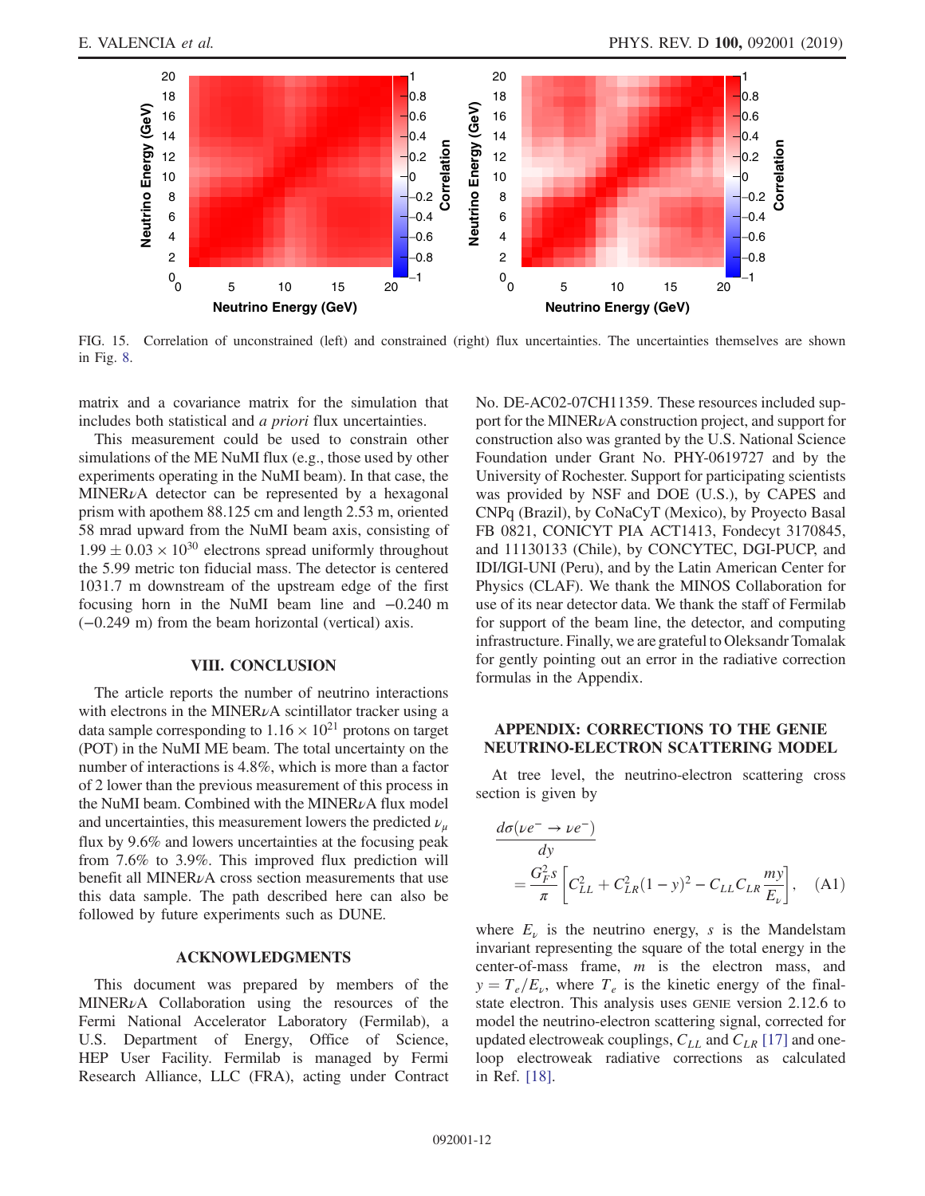20
18
16
14
12
10
8
6
4
2
0

Neutrino Energy (GeV)

0 5 10 15 20

Neutrino Energy (GeV)

Correlation

1
0.8
0.6
0.4
0.2
0
−0.2
−0.4
−0.6
−0.8
−1

20
18
16
14
12
10
8
6
4
2
0

Neutrino Energy (GeV)

0 5 10 15 20

Neutrino Energy (GeV)

Correlation

1
0.8
0.6
0.4
0.2
0
−0.2
−0.4
−0.6
−0.8
−1

FIG. 15. Correlation of unconstrained (left) and constrained (right) flux uncertainties. The uncertainties themselves are shown in Fig. 8.

matrix and a covariance matrix for the simulation that includes both statistical and *a priori* flux uncertainties.

This measurement could be used to constrain other simulations of the ME NuMI flux (e.g., those used by other experiments operating in the NuMI beam). In that case, the MINER$\nu$A detector can be represented by a hexagonal prism with apothem 88.125 cm and length 2.53 m, oriented 58 mrad upward from the NuMI beam axis, consisting of $1.99 \pm 0.03 \times 10^{30}$ electrons spread uniformly throughout the 5.99 metric ton fiducial mass. The detector is centered 1031.7 m downstream of the upstream edge of the first focusing horn in the NuMI beam line and $-0.240$ m ($-0.249$ m) from the beam horizontal (vertical) axis.

## VIII. CONCLUSION

The article reports the number of neutrino interactions with electrons in the MINER$\nu$A scintillator tracker using a data sample corresponding to $1.16 \times 10^{21}$ protons on target (POT) in the NuMI ME beam. The total uncertainty on the number of interactions is 4.8%, which is more than a factor of 2 lower than the previous measurement of this process in the NuMI beam. Combined with the MINER$\nu$A flux model and uncertainties, this measurement lowers the predicted $\nu_\mu$ flux by 9.6% and lowers uncertainties at the focusing peak from 7.6% to 3.9%. This improved flux prediction will benefit all MINER$\nu$A cross section measurements that use this data sample. The path described here can also be followed by future experiments such as DUNE.

## ACKNOWLEDGMENTS

This document was prepared by members of the MINER$\nu$A Collaboration using the resources of the Fermi National Accelerator Laboratory (Fermilab), a U.S. Department of Energy, Office of Science, HEP User Facility. Fermilab is managed by Fermi Research Alliance, LLC (FRA), acting under Contract No. DE-AC02-07CH11359. These resources included support for the MINER$\nu$A construction project, and support for construction also was granted by the U.S. National Science Foundation under Grant No. PHY-0619727 and by the University of Rochester. Support for participating scientists was provided by NSF and DOE (U.S.), by CAPES and CNPq (Brazil), by CoNaCyT (Mexico), by Proyecto Basal FB 0821, CONICYT PIA ACT1413, Fondecyt 3170845, and 11130133 (Chile), by CONCYTEC, DGI-PUCP, and IDI/IGI-UNI (Peru), and by the Latin American Center for Physics (CLAF). We thank the MINOS Collaboration for use of its near detector data. We thank the staff of Fermilab for support of the beam line, the detector, and computing infrastructure. Finally, we are grateful to Oleksandr Tomalak for gently pointing out an error in the radiative correction formulas in the Appendix.

## APPENDIX: CORRECTIONS TO THE GENIE NEUTRINO-ELECTRON SCATTERING MODEL

At tree level, the neutrino-electron scattering cross section is given by

$$\frac{d\sigma(\nu e^- \to \nu e^-)}{dy} = \frac{G_F^2 s}{\pi}\left[C_{LL}^2 + C_{LR}^2(1-y)^2 - C_{LL}C_{LR}\frac{my}{E_\nu}\right], \quad \text{(A1)}$$

where $E_\nu$ is the neutrino energy, $s$ is the Mandelstam invariant representing the square of the total energy in the center-of-mass frame, $m$ is the electron mass, and $y = T_e/E_\nu$, where $T_e$ is the kinetic energy of the final-state electron. This analysis uses GENIE version 2.12.6 to model the neutrino-electron scattering signal, corrected for updated electroweak couplings, $C_{LL}$ and $C_{LR}$ [17] and one-loop electroweak radiative corrections as calculated in Ref. [18].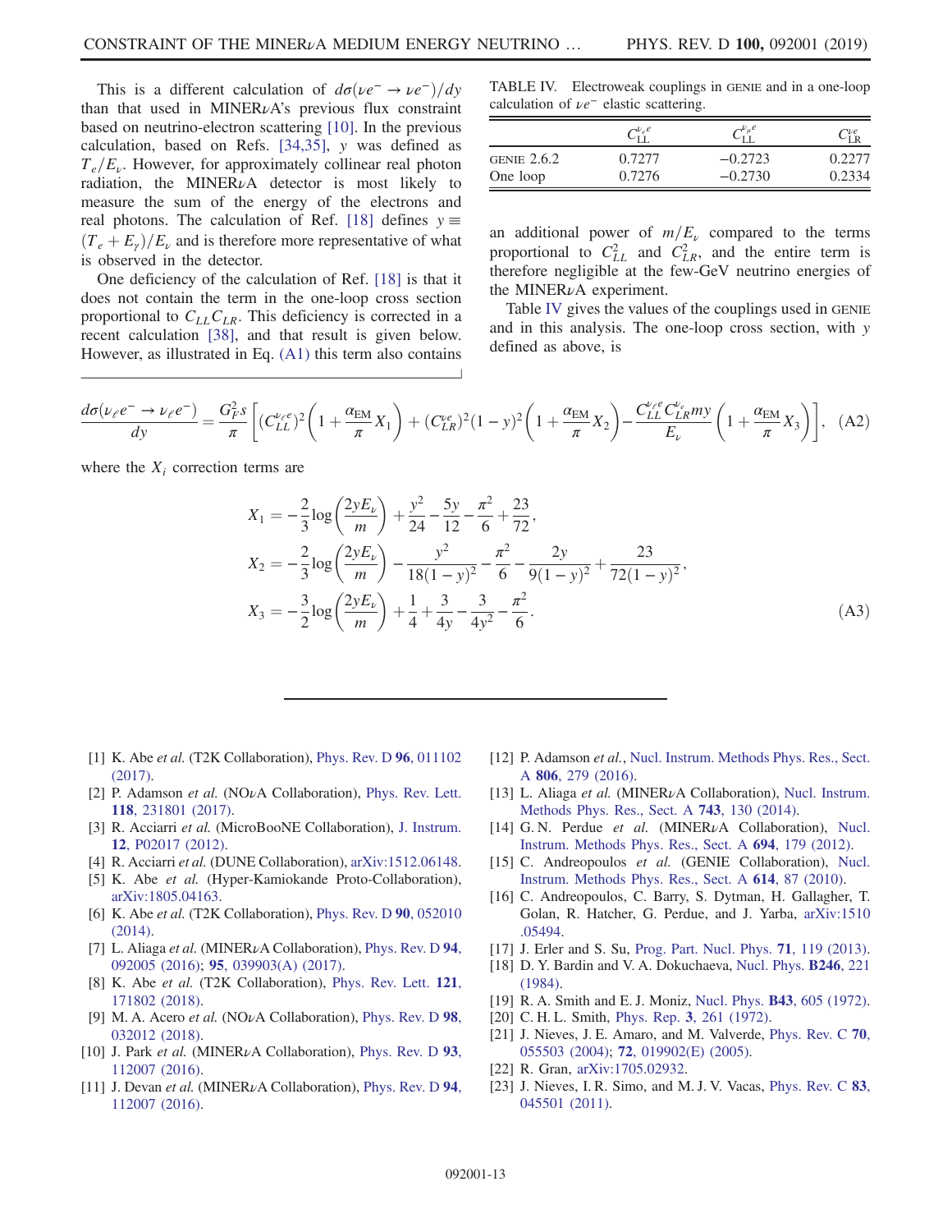This is a different calculation of $d\sigma(\nu e^- \to \nu e^-)/dy$ than that used in MINERνA's previous flux constraint based on neutrino-electron scattering [10]. In the previous calculation, based on Refs. [34,35], $y$ was defined as $T_e/E_\nu$. However, for approximately collinear real photon radiation, the MINERνA detector is most likely to measure the sum of the energy of the electrons and real photons. The calculation of Ref. [18] defines $y \equiv (T_e + E_\gamma)/E_\nu$ and is therefore more representative of what is observed in the detector.

One deficiency of the calculation of Ref. [18] is that it does not contain the term in the one-loop cross section proportional to $C_{LL}C_{LR}$. This deficiency is corrected in a recent calculation [38], and that result is given below. However, as illustrated in Eq. (A1) this term also contains an additional power of $m/E_\nu$ compared to the terms proportional to $C_{LL}^2$ and $C_{LR}^2$, and the entire term is therefore negligible at the few-GeV neutrino energies of the MINERνA experiment.

TABLE IV. Electroweak couplings in GENIE and in a one-loop calculation of $\nu e^-$ elastic scattering.

| | $C_{\mathrm{LL}}^{\nu_e e}$ | $C_{\mathrm{LL}}^{\nu_\mu e}$ | $C_{\mathrm{LR}}^{\nu e}$ |
|---|---|---|---|
| GENIE 2.6.2 | 0.7277 | −0.2723 | 0.2277 |
| One loop | 0.7276 | −0.2730 | 0.2334 |

Table IV gives the values of the couplings used in GENIE and in this analysis. The one-loop cross section, with $y$ defined as above, is

$$\frac{d\sigma(\nu_\ell e^- \to \nu_\ell e^-)}{dy} = \frac{G_F^2 s}{\pi}\left[(C_{LL}^{\nu_\ell e})^2\left(1+\frac{\alpha_{\mathrm{EM}}}{\pi}X_1\right) + (C_{LR}^{\nu e})^2(1-y)^2\left(1+\frac{\alpha_{\mathrm{EM}}}{\pi}X_2\right) - \frac{C_{LL}^{\nu_\ell e}C_{LR}^{\nu_e}my}{E_\nu}\left(1+\frac{\alpha_{\mathrm{EM}}}{\pi}X_3\right)\right], \quad \text{(A2)}$$

where the $X_i$ correction terms are

$$\begin{aligned}
X_1 &= -\frac{2}{3}\log\left(\frac{2yE_\nu}{m}\right) + \frac{y^2}{24} - \frac{5y}{12} - \frac{\pi^2}{6} + \frac{23}{72},\\
X_2 &= -\frac{2}{3}\log\left(\frac{2yE_\nu}{m}\right) - \frac{y^2}{18(1-y)^2} - \frac{\pi^2}{6} - \frac{2y}{9(1-y)^2} + \frac{23}{72(1-y)^2},\\
X_3 &= -\frac{3}{2}\log\left(\frac{2yE_\nu}{m}\right) + \frac{1}{4} + \frac{3}{4y} - \frac{3}{4y^2} - \frac{\pi^2}{6}.
\end{aligned} \quad \text{(A3)}$$

---

[1] K. Abe *et al.* (T2K Collaboration), Phys. Rev. D **96**, 011102 (2017).

[2] P. Adamson *et al.* (NOνA Collaboration), Phys. Rev. Lett. **118**, 231801 (2017).

[3] R. Acciarri *et al.* (MicroBooNE Collaboration), J. Instrum. **12**, P02017 (2012).

[4] R. Acciarri *et al.* (DUNE Collaboration), arXiv:1512.06148.

[5] K. Abe *et al.* (Hyper-Kamiokande Proto-Collaboration), arXiv:1805.04163.

[6] K. Abe *et al.* (T2K Collaboration), Phys. Rev. D **90**, 052010 (2014).

[7] L. Aliaga *et al.* (MINERνA Collaboration), Phys. Rev. D **94**, 092005 (2016); **95**, 039903(A) (2017).

[8] K. Abe *et al.* (T2K Collaboration), Phys. Rev. Lett. **121**, 171802 (2018).

[9] M. A. Acero *et al.* (NOνA Collaboration), Phys. Rev. D **98**, 032012 (2018).

[10] J. Park *et al.* (MINERνA Collaboration), Phys. Rev. D **93**, 112007 (2016).

[11] J. Devan *et al.* (MINERνA Collaboration), Phys. Rev. D **94**, 112007 (2016).

[12] P. Adamson *et al.*, Nucl. Instrum. Methods Phys. Res., Sect. A **806**, 279 (2016).

[13] L. Aliaga *et al.* (MINERνA Collaboration), Nucl. Instrum. Methods Phys. Res., Sect. A **743**, 130 (2014).

[14] G. N. Perdue *et al.* (MINERνA Collaboration), Nucl. Instrum. Methods Phys. Res., Sect. A **694**, 179 (2012).

[15] C. Andreopoulos *et al.* (GENIE Collaboration), Nucl. Instrum. Methods Phys. Res., Sect. A **614**, 87 (2010).

[16] C. Andreopoulos, C. Barry, S. Dytman, H. Gallagher, T. Golan, R. Hatcher, G. Perdue, and J. Yarba, arXiv:1510.05494.

[17] J. Erler and S. Su, Prog. Part. Nucl. Phys. **71**, 119 (2013).

[18] D. Y. Bardin and V. A. Dokuchaeva, Nucl. Phys. **B246**, 221 (1984).

[19] R. A. Smith and E. J. Moniz, Nucl. Phys. **B43**, 605 (1972).

[20] C. H. L. Smith, Phys. Rep. **3**, 261 (1972).

[21] J. Nieves, J. E. Amaro, and M. Valverde, Phys. Rev. C **70**, 055503 (2004); **72**, 019902(E) (2005).

[22] R. Gran, arXiv:1705.02932.

[23] J. Nieves, I. R. Simo, and M. J. V. Vacas, Phys. Rev. C **83**, 045501 (2011).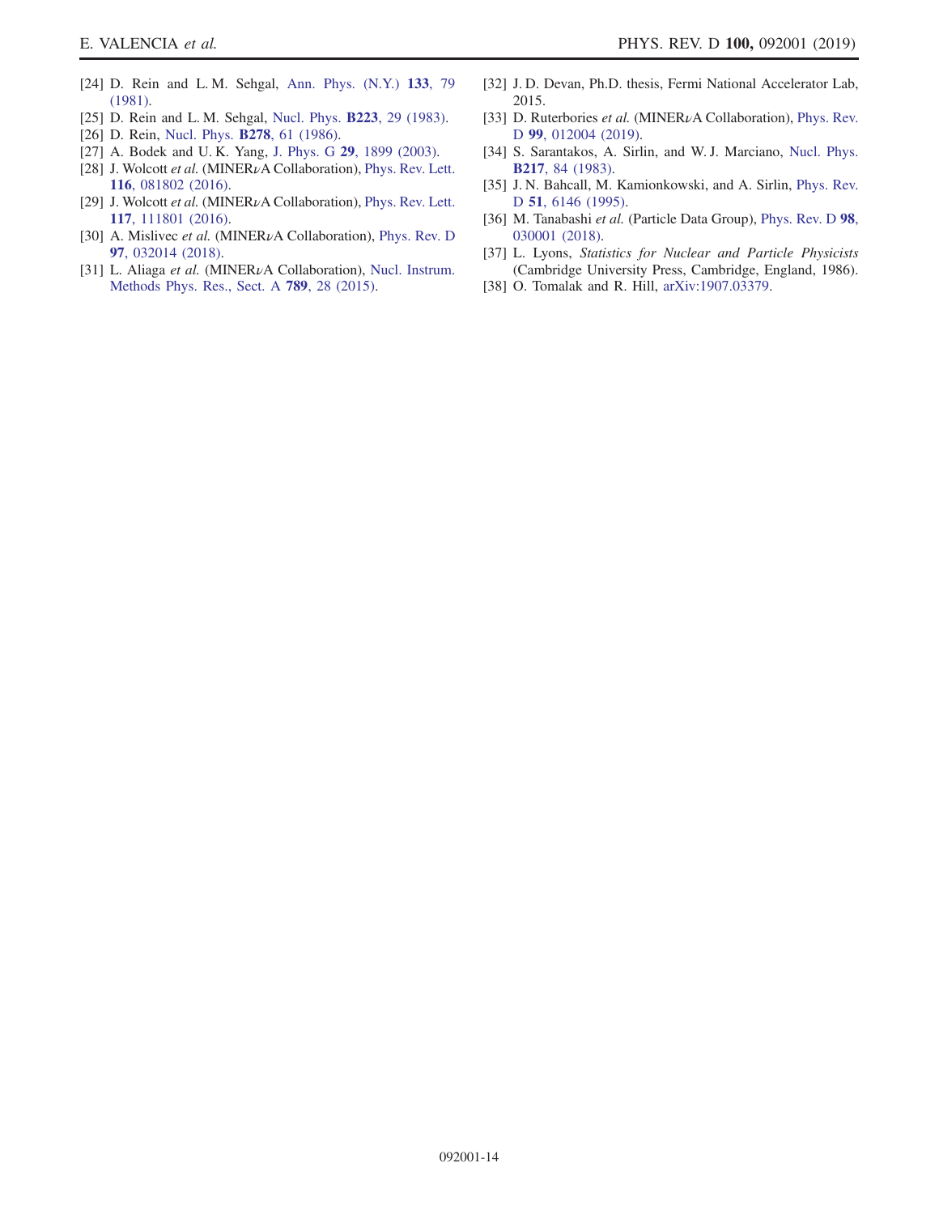[24] D. Rein and L. M. Sehgal, Ann. Phys. (N.Y.) **133**, 79 (1981).

[25] D. Rein and L. M. Sehgal, Nucl. Phys. **B223**, 29 (1983).

[26] D. Rein, Nucl. Phys. **B278**, 61 (1986).

[27] A. Bodek and U. K. Yang, J. Phys. G **29**, 1899 (2003).

[28] J. Wolcott *et al.* (MINERνA Collaboration), Phys. Rev. Lett. **116**, 081802 (2016).

[29] J. Wolcott *et al.* (MINERνA Collaboration), Phys. Rev. Lett. **117**, 111801 (2016).

[30] A. Mislivec *et al.* (MINERνA Collaboration), Phys. Rev. D **97**, 032014 (2018).

[31] L. Aliaga *et al.* (MINERνA Collaboration), Nucl. Instrum. Methods Phys. Res., Sect. A **789**, 28 (2015).

[32] J. D. Devan, Ph.D. thesis, Fermi National Accelerator Lab, 2015.

[33] D. Ruterbories *et al.* (MINERνA Collaboration), Phys. Rev. D **99**, 012004 (2019).

[34] S. Sarantakos, A. Sirlin, and W. J. Marciano, Nucl. Phys. **B217**, 84 (1983).

[35] J. N. Bahcall, M. Kamionkowski, and A. Sirlin, Phys. Rev. D **51**, 6146 (1995).

[36] M. Tanabashi *et al.* (Particle Data Group), Phys. Rev. D **98**, 030001 (2018).

[37] L. Lyons, *Statistics for Nuclear and Particle Physicists* (Cambridge University Press, Cambridge, England, 1986).

[38] O. Tomalak and R. Hill, arXiv:1907.03379.